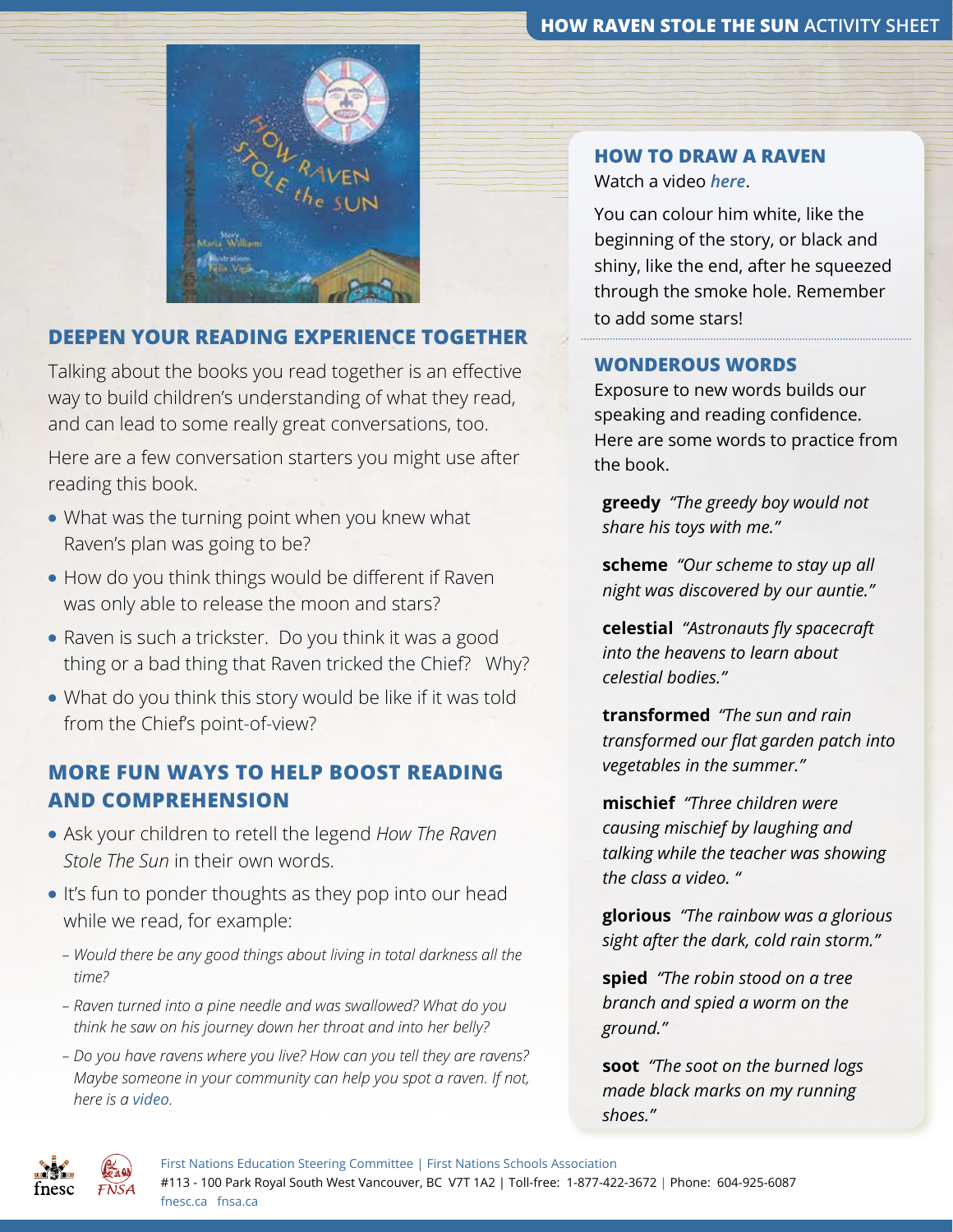## DEEPEN YOUR READING EXPERIENCE TOGETHER

Talking about the books you read together is an effective way to build children's understanding of what they read, and can lead to some really great conversations, too.

Here are a few conversation starters you might use after reading this book.

- What was the turning point when you knew what Raven's plan was going to be?
- How do you think things would be different if Raven was only able to release the moon and stars?
- Raven is such a trickster. Do you think it was a good thing or a bad thing that Raven tricked the Chief? Why?
- What do you think this story would be like if it was told from the Chief's point-of-view?

## MORE FUN WAYS TO HELP BOOST READING AND COMPREHENSION

- Ask your children to retell the legend *How The Raven Stole The Sun* in their own words.
- It's fun to ponder thoughts as they pop into our head while we read, for example:
  - *Would there be any good things about living in total darkness all the time?*
  - *Raven turned into a pine needle and was swallowed? What do you think he saw on his journey down her throat and into her belly?*
  - *Do you have ravens where you live? How can you tell they are ravens? Maybe someone in your community can help you spot a raven. If not, here is a video.*

## HOW TO DRAW A RAVEN

Watch a video ***here***.

You can colour him white, like the beginning of the story, or black and shiny, like the end, after he squeezed through the smoke hole. Remember to add some stars!

## WONDEROUS WORDS

Exposure to new words builds our speaking and reading confidence. Here are some words to practice from the book.

**greedy** *"The greedy boy would not share his toys with me."*

**scheme** *"Our scheme to stay up all night was discovered by our auntie."*

**celestial** *"Astronauts fly spacecraft into the heavens to learn about celestial bodies."*

**transformed** *"The sun and rain transformed our flat garden patch into vegetables in the summer."*

**mischief** *"Three children were causing mischief by laughing and talking while the teacher was showing the class a video. "*

**glorious** *"The rainbow was a glorious sight after the dark, cold rain storm."*

**spied** *"The robin stood on a tree branch and spied a worm on the ground."*

**soot** *"The soot on the burned logs made black marks on my running shoes."*

First Nations Education Steering Committee | First Nations Schools Association
#113 - 100 Park Royal South West Vancouver, BC V7T 1A2 | Toll-free: 1-877-422-3672 | Phone: 604-925-6087
fnesc.ca fnsa.ca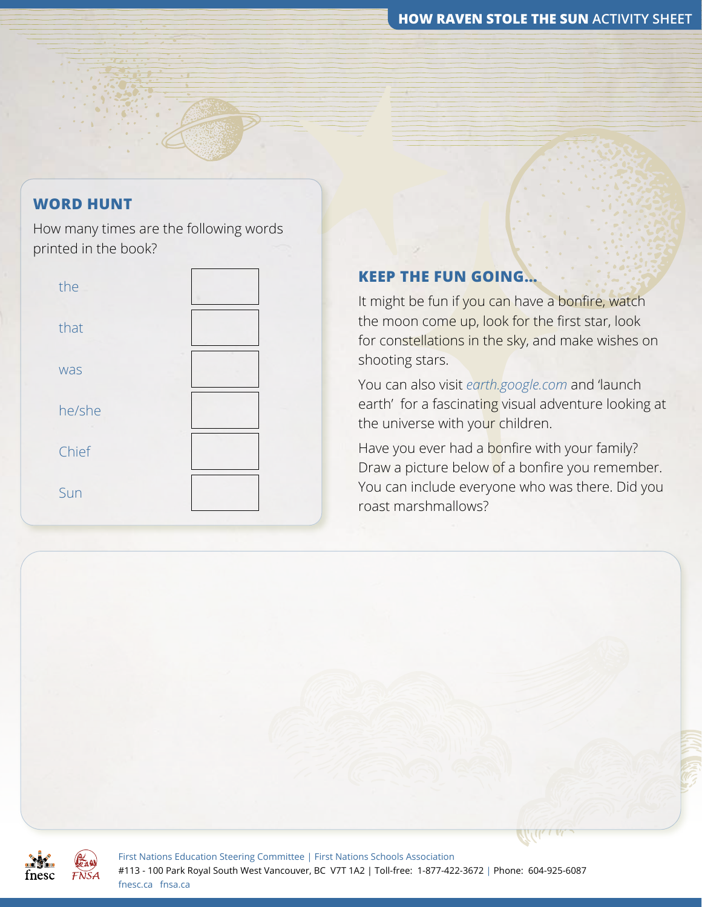## WORD HUNT

How many times are the following words printed in the book?

| | |
|---|---|
| the | |
| that | |
| was | |
| he/she | |
| Chief | |
| Sun | |

## KEEP THE FUN GOING...

It might be fun if you can have a bonfire, watch the moon come up, look for the first star, look for constellations in the sky, and make wishes on shooting stars.

You can also visit *earth.google.com* and 'launch earth' for a fascinating visual adventure looking at the universe with your children.

Have you ever had a bonfire with your family? Draw a picture below of a bonfire you remember. You can include everyone who was there. Did you roast marshmallows?

First Nations Education Steering Committee | First Nations Schools Association
#113 - 100 Park Royal South West Vancouver, BC V7T 1A2 | Toll-free: 1-877-422-3672 | Phone: 604-925-6087
fnesc.ca fnsa.ca